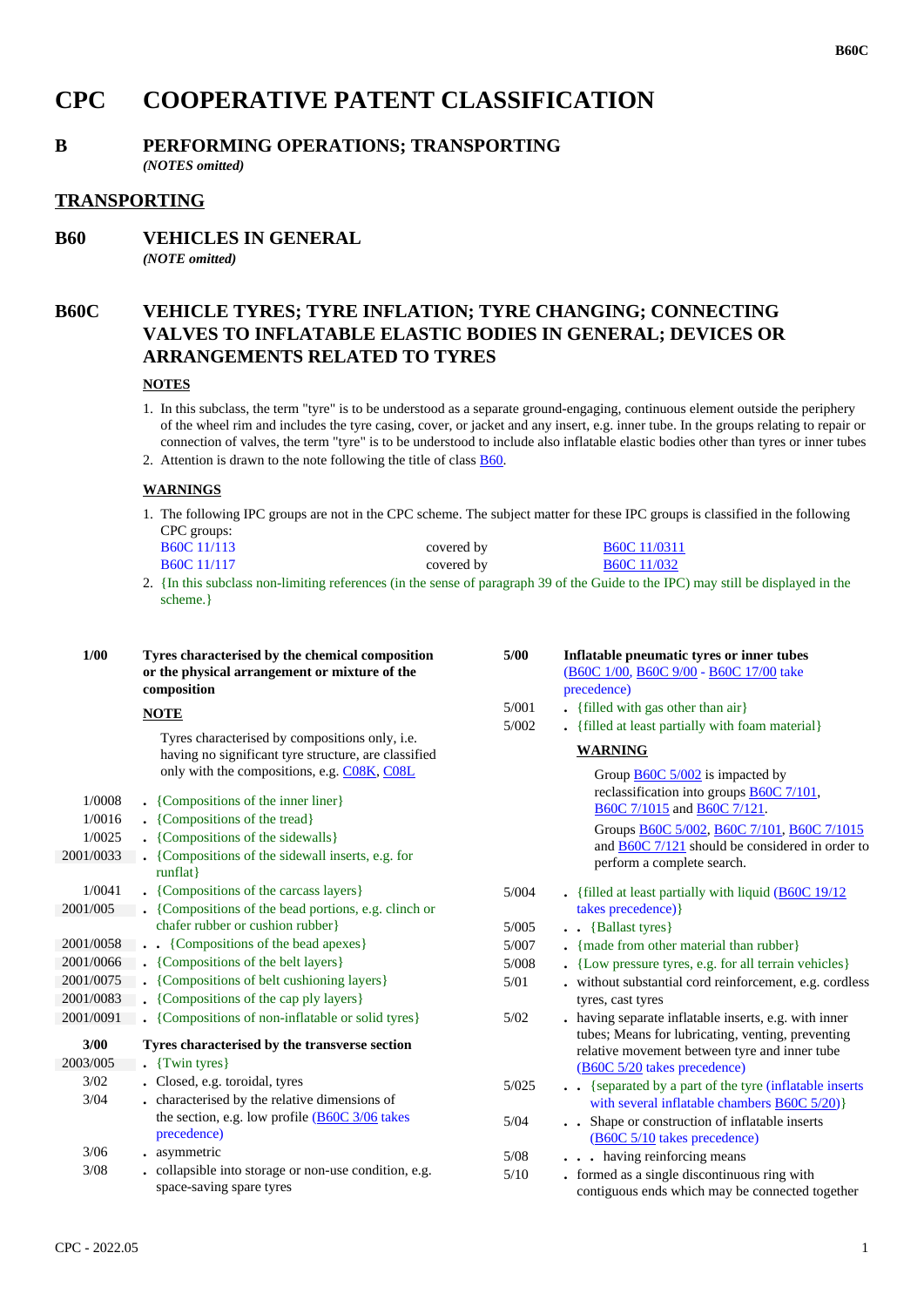# CPC COOPERATIVE PATENT CLASSIFICATION

## B PERFORMING OPERATIONS; TRANSPORTING

*(NOTES omitted)*

## TRANSPORTING

## B60 VEHICLES IN GENERAL

*(NOTE omitted)*

## B60C VEHICLE TYRES; TYRE INFLATION; TYRE CHANGING; CONNECTING VALVES TO INFLATABLE ELASTIC BODIES IN GENERAL; DEVICES OR ARRANGEMENTS RELATED TO TYRES

**NOTES**

1. In this subclass, the term "tyre" is to be understood as a separate ground-engaging, continuous element outside the periphery of the wheel rim and includes the tyre casing, cover, or jacket and any insert, e.g. inner tube. In the groups relating to repair or connection of valves, the term "tyre" is to be understood to include also inflatable elastic bodies other than tyres or inner tubes
2. Attention is drawn to the note following the title of class B60.

**WARNINGS**

1. The following IPC groups are not in the CPC scheme. The subject matter for these IPC groups is classified in the following CPC groups:

| | | |
|---|---|---|
| B60C 11/113 | covered by | B60C 11/0311 |
| B60C 11/117 | covered by | B60C 11/032 |

2. {In this subclass non-limiting references (in the sense of paragraph 39 of the Guide to the IPC) may still be displayed in the scheme.}

**1/00** **Tyres characterised by the chemical composition or the physical arrangement or mixture of the composition**

**NOTE**

Tyres characterised by compositions only, i.e. having no significant tyre structure, are classified only with the compositions, e.g. C08K, C08L

- 1/0008 . {Compositions of the inner liner}
- 1/0016 . {Compositions of the tread}
- 1/0025 . {Compositions of the sidewalls}
- 2001/0033 . {Compositions of the sidewall inserts, e.g. for runflat}
- 1/0041 . {Compositions of the carcass layers}
- 2001/005 . {Compositions of the bead portions, e.g. clinch or chafer rubber or cushion rubber}
- 2001/0058 . . {Compositions of the bead apexes}
- 2001/0066 . {Compositions of the belt layers}
- 2001/0075 . {Compositions of belt cushioning layers}
- 2001/0083 . {Compositions of the cap ply layers}
- 2001/0091 . {Compositions of non-inflatable or solid tyres}

**3/00** **Tyres characterised by the transverse section**

- 2003/005 . {Twin tyres}
- 3/02 . Closed, e.g. toroidal, tyres
- 3/04 . characterised by the relative dimensions of the section, e.g. low profile (B60C 3/06 takes precedence)
- 3/06 . asymmetric
- 3/08 . collapsible into storage or non-use condition, e.g. space-saving spare tyres

**5/00** **Inflatable pneumatic tyres or inner tubes** (B60C 1/00, B60C 9/00 - B60C 17/00 take precedence)

- 5/001 . {filled with gas other than air}
- 5/002 . {filled at least partially with foam material}

**WARNING**

Group B60C 5/002 is impacted by reclassification into groups B60C 7/101, B60C 7/1015 and B60C 7/121.

Groups B60C 5/002, B60C 7/101, B60C 7/1015 and B60C 7/121 should be considered in order to perform a complete search.

- 5/004 . {filled at least partially with liquid (B60C 19/12 takes precedence)}
- 5/005 . . {Ballast tyres}
- 5/007 . {made from other material than rubber}
- 5/008 . {Low pressure tyres, e.g. for all terrain vehicles}
- 5/01 . without substantial cord reinforcement, e.g. cordless tyres, cast tyres
- 5/02 . having separate inflatable inserts, e.g. with inner tubes; Means for lubricating, venting, preventing relative movement between tyre and inner tube (B60C 5/20 takes precedence)
- 5/025 . . {separated by a part of the tyre (inflatable inserts with several inflatable chambers B60C 5/20)}
- 5/04 . . Shape or construction of inflatable inserts (B60C 5/10 takes precedence)
- 5/08 . . . having reinforcing means
- 5/10 . formed as a single discontinuous ring with contiguous ends which may be connected together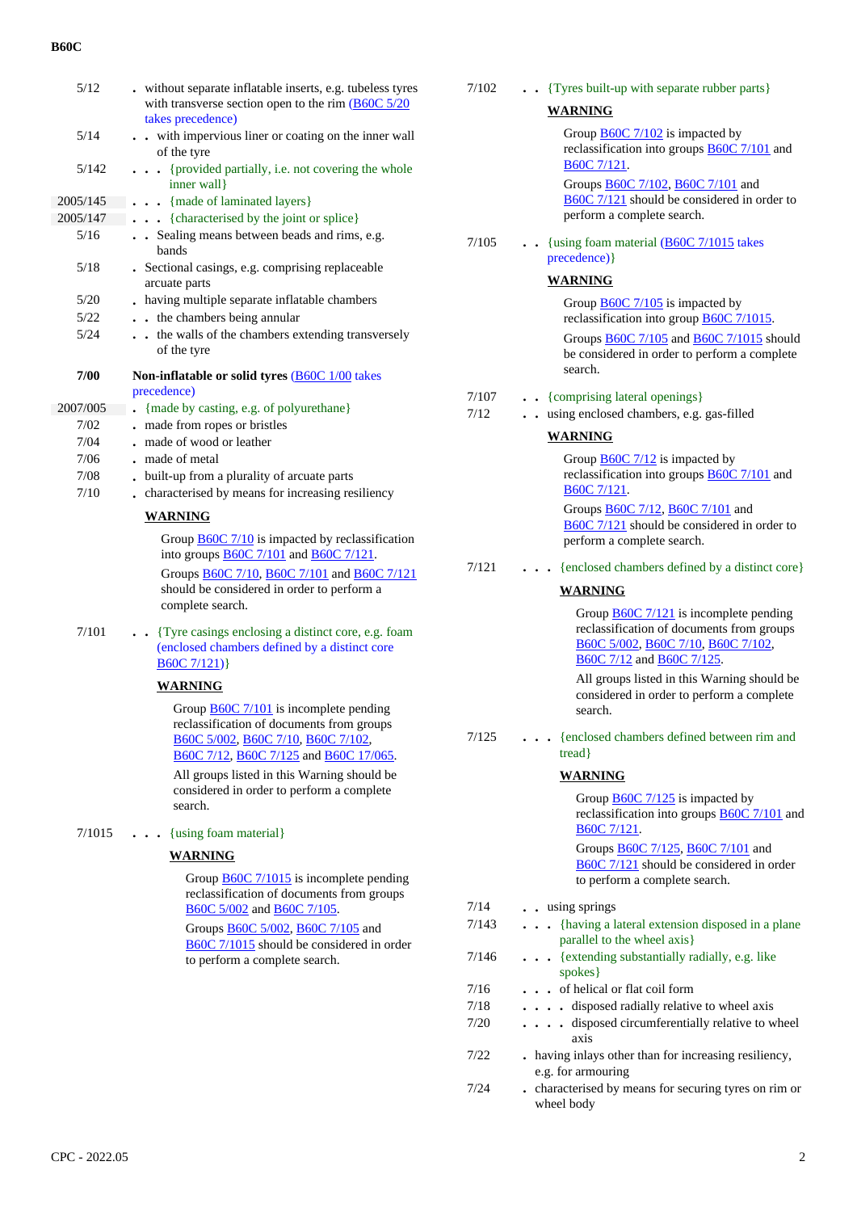| | |
|---|---|
| 5/12 | . without separate inflatable inserts, e.g. tubeless tyres with transverse section open to the rim (B60C 5/20 takes precedence) |
| 5/14 | . . with impervious liner or coating on the inner wall of the tyre |
| 5/142 | . . . {provided partially, i.e. not covering the whole inner wall} |
| 2005/145 | . . . {made of laminated layers} |
| 2005/147 | . . . {characterised by the joint or splice} |
| 5/16 | . . Sealing means between beads and rims, e.g. bands |
| 5/18 | . Sectional casings, e.g. comprising replaceable arcuate parts |
| 5/20 | . having multiple separate inflatable chambers |
| 5/22 | . . the chambers being annular |
| 5/24 | . . the walls of the chambers extending transversely of the tyre |
| **7/00** | **Non-inflatable or solid tyres** (B60C 1/00 takes precedence) |
| 2007/005 | . {made by casting, e.g. of polyurethane} |
| 7/02 | . made from ropes or bristles |
| 7/04 | . made of wood or leather |
| 7/06 | . made of metal |
| 7/08 | . built-up from a plurality of arcuate parts |
| 7/10 | . characterised by means for increasing resiliency |

**WARNING**

Group B60C 7/10 is impacted by reclassification into groups B60C 7/101 and B60C 7/121.

Groups B60C 7/10, B60C 7/101 and B60C 7/121 should be considered in order to perform a complete search.

| | |
|---|---|
| 7/101 | . . {Tyre casings enclosing a distinct core, e.g. foam (enclosed chambers defined by a distinct core B60C 7/121)} |

**WARNING**

Group B60C 7/101 is incomplete pending reclassification of documents from groups B60C 5/002, B60C 7/10, B60C 7/102, B60C 7/12, B60C 7/125 and B60C 17/065.

All groups listed in this Warning should be considered in order to perform a complete search.

| | |
|---|---|
| 7/1015 | . . . {using foam material} |

**WARNING**

Group B60C 7/1015 is incomplete pending reclassification of documents from groups B60C 5/002 and B60C 7/105.

Groups B60C 5/002, B60C 7/105 and B60C 7/1015 should be considered in order to perform a complete search.

| | |
|---|---|
| 7/102 | . . {Tyres built-up with separate rubber parts} |

**WARNING**

Group B60C 7/102 is impacted by reclassification into groups B60C 7/101 and B60C 7/121.

Groups B60C 7/102, B60C 7/101 and B60C 7/121 should be considered in order to perform a complete search.

| | |
|---|---|
| 7/105 | . . {using foam material (B60C 7/1015 takes precedence)} |

**WARNING**

Group B60C 7/105 is impacted by reclassification into group B60C 7/1015.

Groups B60C 7/105 and B60C 7/1015 should be considered in order to perform a complete search.

| | |
|---|---|
| 7/107 | . . {comprising lateral openings} |
| 7/12 | . . using enclosed chambers, e.g. gas-filled |

**WARNING**

Group B60C 7/12 is impacted by reclassification into groups B60C 7/101 and B60C 7/121.

Groups B60C 7/12, B60C 7/101 and B60C 7/121 should be considered in order to perform a complete search.

| | |
|---|---|
| 7/121 | . . . {enclosed chambers defined by a distinct core} |

**WARNING**

Group B60C 7/121 is incomplete pending reclassification of documents from groups B60C 5/002, B60C 7/10, B60C 7/102, B60C 7/12 and B60C 7/125.

All groups listed in this Warning should be considered in order to perform a complete search.

| | |
|---|---|
| 7/125 | . . . {enclosed chambers defined between rim and tread} |

**WARNING**

Group B60C 7/125 is impacted by reclassification into groups B60C 7/101 and B60C 7/121.

Groups B60C 7/125, B60C 7/101 and B60C 7/121 should be considered in order to perform a complete search.

| | |
|---|---|
| 7/14 | . . using springs |
| 7/143 | . . . {having a lateral extension disposed in a plane parallel to the wheel axis} |
| 7/146 | . . . {extending substantially radially, e.g. like spokes} |
| 7/16 | . . . of helical or flat coil form |
| 7/18 | . . . . disposed radially relative to wheel axis |
| 7/20 | . . . . disposed circumferentially relative to wheel axis |
| 7/22 | . having inlays other than for increasing resiliency, e.g. for armouring |
| 7/24 | . characterised by means for securing tyres on rim or wheel body |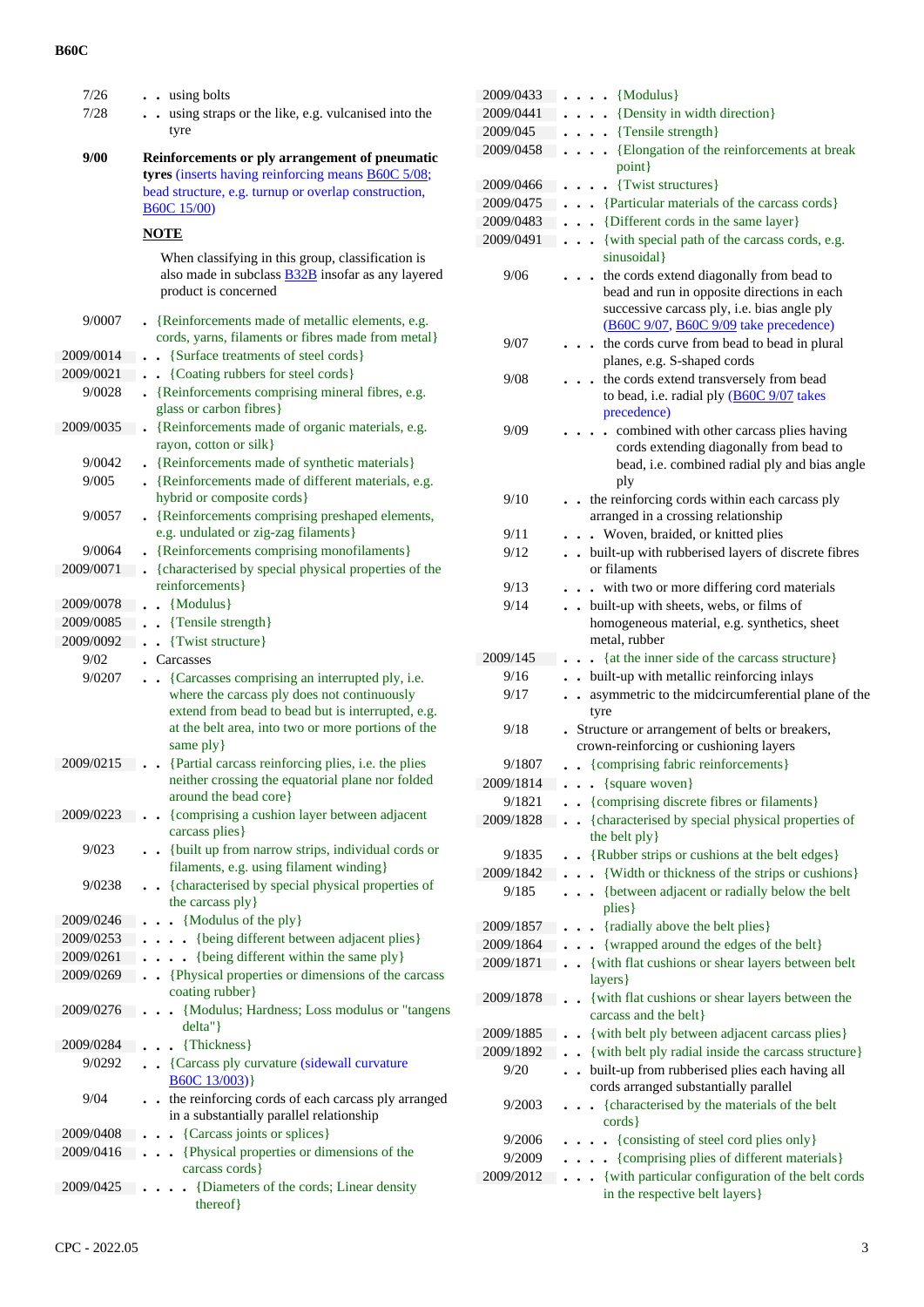| | |
|---|---|
| 7/26 | . . using bolts |
| 7/28 | . . using straps or the like, e.g. vulcanised into the tyre |
| **9/00** | **Reinforcements or ply arrangement of pneumatic tyres** (inserts having reinforcing means B60C 5/08; bead structure, e.g. turnup or overlap construction, B60C 15/00) |

**NOTE**

When classifying in this group, classification is also made in subclass B32B insofar as any layered product is concerned

| | |
|---|---|
| 9/0007 | . {Reinforcements made of metallic elements, e.g. cords, yarns, filaments or fibres made from metal} |
| 2009/0014 | . . {Surface treatments of steel cords} |
| 2009/0021 | . . {Coating rubbers for steel cords} |
| 9/0028 | . {Reinforcements comprising mineral fibres, e.g. glass or carbon fibres} |
| 2009/0035 | . {Reinforcements made of organic materials, e.g. rayon, cotton or silk} |
| 9/0042 | . {Reinforcements made of synthetic materials} |
| 9/005 | . {Reinforcements made of different materials, e.g. hybrid or composite cords} |
| 9/0057 | . {Reinforcements comprising preshaped elements, e.g. undulated or zig-zag filaments} |
| 9/0064 | . {Reinforcements comprising monofilaments} |
| 2009/0071 | . {characterised by special physical properties of the reinforcements} |
| 2009/0078 | . . {Modulus} |
| 2009/0085 | . . {Tensile strength} |
| 2009/0092 | . . {Twist structure} |
| 9/02 | . Carcasses |
| 9/0207 | . . {Carcasses comprising an interrupted ply, i.e. where the carcass ply does not continuously extend from bead to bead but is interrupted, e.g. at the belt area, into two or more portions of the same ply} |
| 2009/0215 | . . {Partial carcass reinforcing plies, i.e. the plies neither crossing the equatorial plane nor folded around the bead core} |
| 2009/0223 | . . {comprising a cushion layer between adjacent carcass plies} |
| 9/023 | . . {built up from narrow strips, individual cords or filaments, e.g. using filament winding} |
| 9/0238 | . . {characterised by special physical properties of the carcass ply} |
| 2009/0246 | . . . {Modulus of the ply} |
| 2009/0253 | . . . . {being different between adjacent plies} |
| 2009/0261 | . . . . {being different within the same ply} |
| 2009/0269 | . . {Physical properties or dimensions of the carcass coating rubber} |
| 2009/0276 | . . . {Modulus; Hardness; Loss modulus or "tangens delta"} |
| 2009/0284 | . . . {Thickness} |
| 9/0292 | . . {Carcass ply curvature (sidewall curvature B60C 13/003)} |
| 9/04 | . . the reinforcing cords of each carcass ply arranged in a substantially parallel relationship |
| 2009/0408 | . . . {Carcass joints or splices} |
| 2009/0416 | . . . {Physical properties or dimensions of the carcass cords} |
| 2009/0425 | . . . . {Diameters of the cords; Linear density thereof} |
| 2009/0433 | . . . . {Modulus} |
| 2009/0441 | . . . . {Density in width direction} |
| 2009/045 | . . . . {Tensile strength} |
| 2009/0458 | . . . . {Elongation of the reinforcements at break point} |
| 2009/0466 | . . . . {Twist structures} |
| 2009/0475 | . . . {Particular materials of the carcass cords} |
| 2009/0483 | . . . {Different cords in the same layer} |
| 2009/0491 | . . . {with special path of the carcass cords, e.g. sinusoidal} |
| 9/06 | . . . the cords extend diagonally from bead to bead and run in opposite directions in each successive carcass ply, i.e. bias angle ply (B60C 9/07, B60C 9/09 take precedence) |
| 9/07 | . . . the cords curve from bead to bead in plural planes, e.g. S-shaped cords |
| 9/08 | . . . the cords extend transversely from bead to bead, i.e. radial ply (B60C 9/07 takes precedence) |
| 9/09 | . . . . combined with other carcass plies having cords extending diagonally from bead to bead, i.e. combined radial ply and bias angle ply |
| 9/10 | . . the reinforcing cords within each carcass ply arranged in a crossing relationship |
| 9/11 | . . . Woven, braided, or knitted plies |
| 9/12 | . . built-up with rubberised layers of discrete fibres or filaments |
| 9/13 | . . . with two or more differing cord materials |
| 9/14 | . . built-up with sheets, webs, or films of homogeneous material, e.g. synthetics, sheet metal, rubber |
| 2009/145 | . . . {at the inner side of the carcass structure} |
| 9/16 | . . built-up with metallic reinforcing inlays |
| 9/17 | . . asymmetric to the midcircumferential plane of the tyre |
| 9/18 | . Structure or arrangement of belts or breakers, crown-reinforcing or cushioning layers |
| 9/1807 | . . {comprising fabric reinforcements} |
| 2009/1814 | . . . {square woven} |
| 9/1821 | . . {comprising discrete fibres or filaments} |
| 2009/1828 | . . {characterised by special physical properties of the belt ply} |
| 9/1835 | . . {Rubber strips or cushions at the belt edges} |
| 2009/1842 | . . . {Width or thickness of the strips or cushions} |
| 9/185 | . . . {between adjacent or radially below the belt plies} |
| 2009/1857 | . . . {radially above the belt plies} |
| 2009/1864 | . . . {wrapped around the edges of the belt} |
| 2009/1871 | . . {with flat cushions or shear layers between belt layers} |
| 2009/1878 | . . {with flat cushions or shear layers between the carcass and the belt} |
| 2009/1885 | . . {with belt ply between adjacent carcass plies} |
| 2009/1892 | . . {with belt ply radial inside the carcass structure} |
| 9/20 | . . built-up from rubberised plies each having all cords arranged substantially parallel |
| 9/2003 | . . . {characterised by the materials of the belt cords} |
| 9/2006 | . . . . {consisting of steel cord plies only} |
| 9/2009 | . . . . {comprising plies of different materials} |
| 2009/2012 | . . . {with particular configuration of the belt cords in the respective belt layers} |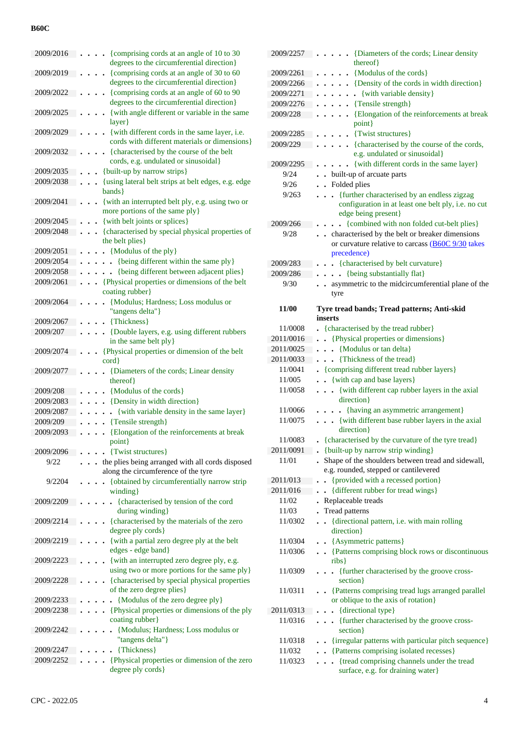| | |
|---|---|
| 2009/2016 | . . . . {comprising cords at an angle of 10 to 30 degrees to the circumferential direction} |
| 2009/2019 | . . . . {comprising cords at an angle of 30 to 60 degrees to the circumferential direction} |
| 2009/2022 | . . . . {comprising cords at an angle of 60 to 90 degrees to the circumferential direction} |
| 2009/2025 | . . . . {with angle different or variable in the same layer} |
| 2009/2029 | . . . . {with different cords in the same layer, i.e. cords with different materials or dimensions} |
| 2009/2032 | . . . . {characterised by the course of the belt cords, e.g. undulated or sinusoidal} |
| 2009/2035 | . . . {built-up by narrow strips} |
| 2009/2038 | . . . {using lateral belt strips at belt edges, e.g. edge bands} |
| 2009/2041 | . . . {with an interrupted belt ply, e.g. using two or more portions of the same ply} |
| 2009/2045 | . . . {with belt joints or splices} |
| 2009/2048 | . . . {characterised by special physical properties of the belt plies} |
| 2009/2051 | . . . . {Modulus of the ply} |
| 2009/2054 | . . . . . {being different within the same ply} |
| 2009/2058 | . . . . . {being different between adjacent plies} |
| 2009/2061 | . . . {Physical properties or dimensions of the belt coating rubber} |
| 2009/2064 | . . . . {Modulus; Hardness; Loss modulus or "tangens delta"} |
| 2009/2067 | . . . . {Thickness} |
| 2009/207 | . . . . {Double layers, e.g. using different rubbers in the same belt ply} |
| 2009/2074 | . . . {Physical properties or dimension of the belt cord} |
| 2009/2077 | . . . . {Diameters of the cords; Linear density thereof} |
| 2009/208 | . . . . {Modulus of the cords} |
| 2009/2083 | . . . . {Density in width direction} |
| 2009/2087 | . . . . . {with variable density in the same layer} |
| 2009/209 | . . . . {Tensile strength} |
| 2009/2093 | . . . . {Elongation of the reinforcements at break point} |
| 2009/2096 | . . . . {Twist structures} |
| 9/22 | . . . the plies being arranged with all cords disposed along the circumference of the tyre |
| 9/2204 | . . . . {obtained by circumferentially narrow strip winding} |
| 2009/2209 | . . . . . {characterised by tension of the cord during winding} |
| 2009/2214 | . . . . {characterised by the materials of the zero degree ply cords} |
| 2009/2219 | . . . . {with a partial zero degree ply at the belt edges - edge band} |
| 2009/2223 | . . . . {with an interrupted zero degree ply, e.g. using two or more portions for the same ply} |
| 2009/2228 | . . . . {characterised by special physical properties of the zero degree plies} |
| 2009/2233 | . . . . . {Modulus of the zero degree ply} |
| 2009/2238 | . . . . {Physical properties or dimensions of the ply coating rubber} |
| 2009/2242 | . . . . . {Modulus; Hardness; Loss modulus or "tangens delta"} |
| 2009/2247 | . . . . . {Thickness} |
| 2009/2252 | . . . . {Physical properties or dimension of the zero degree ply cords} |
| 2009/2257 | . . . . . {Diameters of the cords; Linear density thereof} |
| 2009/2261 | . . . . . {Modulus of the cords} |
| 2009/2266 | . . . . . {Density of the cords in width direction} |
| 2009/2271 | . . . . . . {with variable density} |
| 2009/2276 | . . . . . {Tensile strength} |
| 2009/228 | . . . . . {Elongation of the reinforcements at break point} |
| 2009/2285 | . . . . . {Twist structures} |
| 2009/229 | . . . . . {characterised by the course of the cords, e.g. undulated or sinusoidal} |
| 2009/2295 | . . . . . {with different cords in the same layer} |
| 9/24 | . . built-up of arcuate parts |
| 9/26 | . . Folded plies |
| 9/263 | . . . {further characterised by an endless zigzag configuration in at least one belt ply, i.e. no cut edge being present} |
| 2009/266 | . . . . {combined with non folded cut-belt plies} |
| 9/28 | . . characterised by the belt or breaker dimensions or curvature relative to carcass (B60C 9/30 takes precedence) |
| 2009/283 | . . . {characterised by belt curvature} |
| 2009/286 | . . . . {being substantially flat} |
| 9/30 | . . asymmetric to the midcircumferential plane of the tyre |
| **11/00** | **Tyre tread bands; Tread patterns; Anti-skid inserts** |
| 11/0008 | . {characterised by the tread rubber} |
| 2011/0016 | . . {Physical properties or dimensions} |
| 2011/0025 | . . . {Modulus or tan delta} |
| 2011/0033 | . . . {Thickness of the tread} |
| 11/0041 | . {comprising different tread rubber layers} |
| 11/005 | . . {with cap and base layers} |
| 11/0058 | . . . {with different cap rubber layers in the axial direction} |
| 11/0066 | . . . . {having an asymmetric arrangement} |
| 11/0075 | . . . {with different base rubber layers in the axial direction} |
| 11/0083 | . {characterised by the curvature of the tyre tread} |
| 2011/0091 | . {built-up by narrow strip winding} |
| 11/01 | . Shape of the shoulders between tread and sidewall, e.g. rounded, stepped or cantilevered |
| 2011/013 | . . {provided with a recessed portion} |
| 2011/016 | . . {different rubber for tread wings} |
| 11/02 | . Replaceable treads |
| 11/03 | . Tread patterns |
| 11/0302 | . . {directional pattern, i.e. with main rolling direction} |
| 11/0304 | . . {Asymmetric patterns} |
| 11/0306 | . . {Patterns comprising block rows or discontinuous ribs} |
| 11/0309 | . . . {further characterised by the groove cross-section} |
| 11/0311 | . . {Patterns comprising tread lugs arranged parallel or oblique to the axis of rotation} |
| 2011/0313 | . . . {directional type} |
| 11/0316 | . . . {further characterised by the groove cross-section} |
| 11/0318 | . . {irregular patterns with particular pitch sequence} |
| 11/032 | . . {Patterns comprising isolated recesses} |
| 11/0323 | . . . {tread comprising channels under the tread surface, e.g. for draining water} |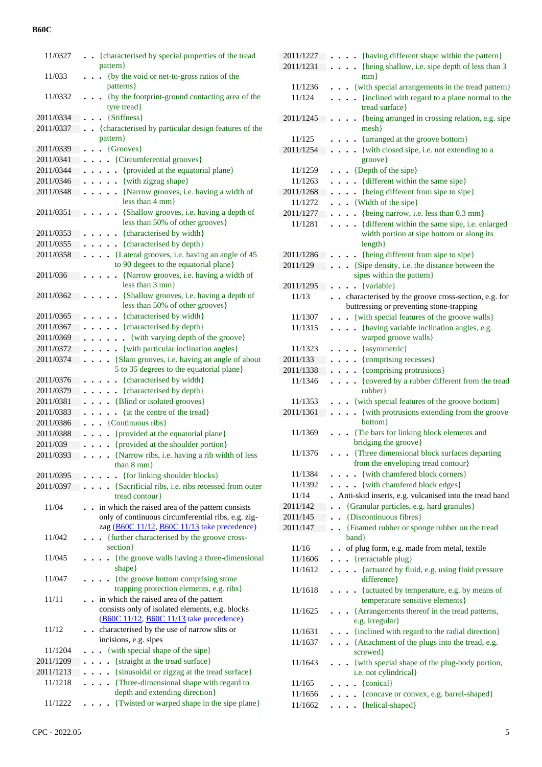| | | |
|---|---|---|
| 11/0327 | . . | {characterised by special properties of the tread pattern} |
| 11/033 | . . . | {by the void or net-to-gross ratios of the patterns} |
| 11/0332 | . . . | {by the footprint-ground contacting area of the tyre tread} |
| 2011/0334 | . . . | {Stiffness} |
| 2011/0337 | . . | {characterised by particular design features of the pattern} |
| 2011/0339 | . . . | {Grooves} |
| 2011/0341 | . . . . | {Circumferential grooves} |
| 2011/0344 | . . . . . | {provided at the equatorial plane} |
| 2011/0346 | . . . . . | {with zigzag shape} |
| 2011/0348 | . . . . . | {Narrow grooves, i.e. having a width of less than 4 mm} |
| 2011/0351 | . . . . . | {Shallow grooves, i.e. having a depth of less than 50% of other grooves} |
| 2011/0353 | . . . . . | {characterised by width} |
| 2011/0355 | . . . . . | {characterised by depth} |
| 2011/0358 | . . . . | {Lateral grooves, i.e. having an angle of 45 to 90 degees to the equatorial plane} |
| 2011/036 | . . . . . | {Narrow grooves, i.e. having a width of less than 3 mm} |
| 2011/0362 | . . . . . | {Shallow grooves, i.e. having a depth of less than 50% of other grooves} |
| 2011/0365 | . . . . . | {characterised by width} |
| 2011/0367 | . . . . . | {characterised by depth} |
| 2011/0369 | . . . . . . | {with varying depth of the groove} |
| 2011/0372 | . . . . . | {with particular inclination angles} |
| 2011/0374 | . . . . | {Slant grooves, i.e. having an angle of about 5 to 35 degrees to the equatorial plane} |
| 2011/0376 | . . . . . | {characterised by width} |
| 2011/0379 | . . . . . | {characterised by depth} |
| 2011/0381 | . . . . | {Blind or isolated grooves} |
| 2011/0383 | . . . . . | {at the centre of the tread} |
| 2011/0386 | . . . | {Continuous ribs} |
| 2011/0388 | . . . . | {provided at the equatorial plane} |
| 2011/039 | . . . . | {provided at the shoulder portion} |
| 2011/0393 | . . . . | {Narrow ribs, i.e. having a rib width of less than 8 mm} |
| 2011/0395 | . . . . . | {for linking shoulder blocks} |
| 2011/0397 | . . . . | {Sacrificial ribs, i.e. ribs recessed from outer tread contour} |
| 11/04 | . . | in which the raised area of the pattern consists only of continuous circumferential ribs, e.g. zig-zag (B60C 11/12, B60C 11/13 take precedence) |
| 11/042 | . . . | {further characterised by the groove cross-section} |
| 11/045 | . . . . | {the groove walls having a three-dimensional shape} |
| 11/047 | . . . . | {the groove bottom comprising stone trapping protection elements, e.g. ribs} |
| 11/11 | . . | in which the raised area of the pattern consists only of isolated elements, e.g. blocks (B60C 11/12, B60C 11/13 take precedence) |
| 11/12 | . . | characterised by the use of narrow slits or incisions, e.g. sipes |
| 11/1204 | . . . | {with special shape of the sipe} |
| 2011/1209 | . . . . | {straight at the tread surface} |
| 2011/1213 | . . . . | {sinusoidal or zigzag at the tread surface} |
| 11/1218 | . . . . | {Three-dimensional shape with regard to depth and extending direction} |
| 11/1222 | . . . . | {Twisted or warped shape in the sipe plane} |
| 2011/1227 | . . . . | {having different shape within the pattern} |
| 2011/1231 | . . . . | {being shallow, i.e. sipe depth of less than 3 mm} |
| 11/1236 | . . . | {with special arrangements in the tread pattern} |
| 11/124 | . . . . | {inclined with regard to a plane normal to the tread surface} |
| 2011/1245 | . . . . | {being arranged in crossing relation, e.g. sipe mesh} |
| 11/125 | . . . . | {arranged at the groove bottom} |
| 2011/1254 | . . . . | {with closed sipe, i.e. not extending to a groove} |
| 11/1259 | . . . | {Depth of the sipe} |
| 11/1263 | . . . . | {different within the same sipe} |
| 2011/1268 | . . . . | {being different from sipe to sipe} |
| 11/1272 | . . . | {Width of the sipe} |
| 2011/1277 | . . . . | {being narrow, i.e. less than 0.3 mm} |
| 11/1281 | . . . . | {different within the same sipe, i.e. enlarged width portion at sipe bottom or along its length} |
| 2011/1286 | . . . . | {being different from sipe to sipe} |
| 2011/129 | . . . | {Sipe density, i.e. the distance between the sipes within the pattern} |
| 2011/1295 | . . . . | {variable} |
| 11/13 | . . | characterised by the groove cross-section, e.g. for buttressing or preventing stone-trapping |
| 11/1307 | . . . | {with special features of the groove walls} |
| 11/1315 | . . . . | {having variable inclination angles, e.g. warped groove walls} |
| 11/1323 | . . . . | {asymmetric} |
| 2011/133 | . . . . | {comprising recesses} |
| 2011/1338 | . . . . | {comprising protrusions} |
| 11/1346 | . . . . | {covered by a rubber different from the tread rubber} |
| 11/1353 | . . . | {with special features of the groove bottom} |
| 2011/1361 | . . . . | {with protrusions extending from the groove bottom} |
| 11/1369 | . . . | {Tie bars for linking block elements and bridging the groove} |
| 11/1376 | . . . | {Three dimensional block surfaces departing from the enveloping tread contour} |
| 11/1384 | . . . . | {with chamfered block corners} |
| 11/1392 | . . . . | {with chamfered block edges} |
| 11/14 | . | Anti-skid inserts, e.g. vulcanised into the tread band |
| 2011/142 | . . | {Granular particles, e.g. hard granules} |
| 2011/145 | . . | {Discontinuous fibres} |
| 2011/147 | . . | {Foamed rubber or sponge rubber on the tread band} |
| 11/16 | . . | of plug form, e.g. made from metal, textile |
| 11/1606 | . . . | {retractable plug} |
| 11/1612 | . . . . | {actuated by fluid, e.g. using fluid pressure difference} |
| 11/1618 | . . . . | {actuated by temperature, e.g. by means of temperature sensitive elements} |
| 11/1625 | . . . | {Arrangements thereof in the tread patterns, e.g. irregular} |
| 11/1631 | . . . | {inclined with regard to the radial direction} |
| 11/1637 | . . . | {Attachment of the plugs into the tread, e.g. screwed} |
| 11/1643 | . . . | {with special shape of the plug-body portion, i.e. not cylindrical} |
| 11/165 | . . . . | {conical} |
| 11/1656 | . . . . | {concave or convex, e.g. barrel-shaped} |
| 11/1662 | . . . . | {helical-shaped} |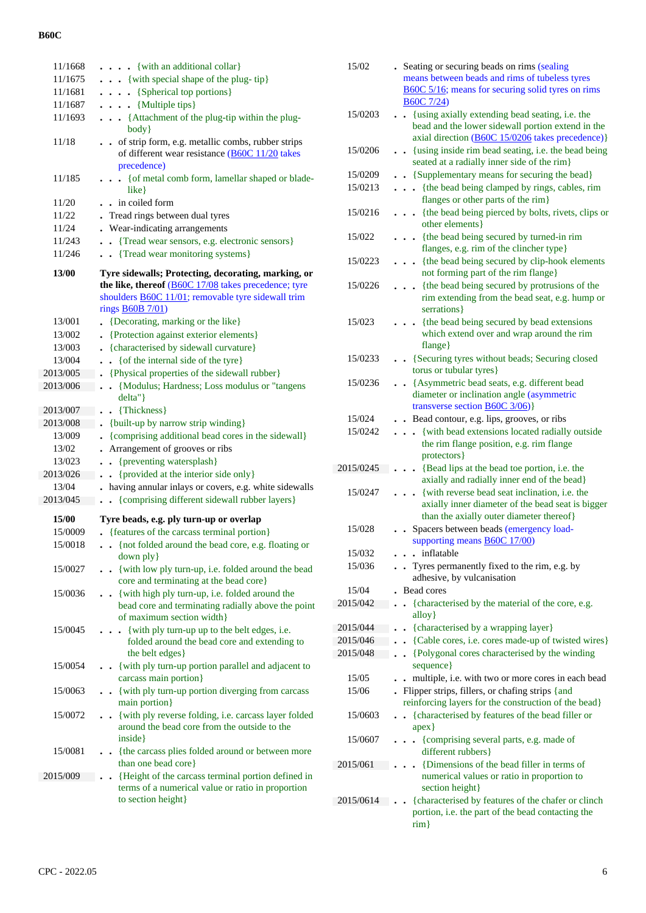| | |
|---|---|
| 11/1668 | . . . . {with an additional collar} |
| 11/1675 | . . . {with special shape of the plug- tip} |
| 11/1681 | . . . . {Spherical top portions} |
| 11/1687 | . . . . {Multiple tips} |
| 11/1693 | . . . {Attachment of the plug-tip within the plug-body} |
| 11/18 | . . of strip form, e.g. metallic combs, rubber strips of different wear resistance (B60C 11/20 takes precedence) |
| 11/185 | . . . {of metal comb form, lamellar shaped or blade-like} |
| 11/20 | . . in coiled form |
| 11/22 | . Tread rings between dual tyres |
| 11/24 | . Wear-indicating arrangements |
| 11/243 | . . {Tread wear sensors, e.g. electronic sensors} |
| 11/246 | . . {Tread wear monitoring systems} |
| **13/00** | **Tyre sidewalls; Protecting, decorating, marking, or the like, thereof** (B60C 17/08 takes precedence; tyre shoulders B60C 11/01; removable tyre sidewall trim rings B60B 7/01) |
| 13/001 | . {Decorating, marking or the like} |
| 13/002 | . {Protection against exterior elements} |
| 13/003 | . {characterised by sidewall curvature} |
| 13/004 | . . {of the internal side of the tyre} |
| 2013/005 | . {Physical properties of the sidewall rubber} |
| 2013/006 | . . {Modulus; Hardness; Loss modulus or "tangens delta"} |
| 2013/007 | . . {Thickness} |
| 2013/008 | . {built-up by narrow strip winding} |
| 13/009 | . {comprising additional bead cores in the sidewall} |
| 13/02 | . Arrangement of grooves or ribs |
| 13/023 | . . {preventing watersplash} |
| 2013/026 | . . {provided at the interior side only} |
| 13/04 | . having annular inlays or covers, e.g. white sidewalls |
| 2013/045 | . . {comprising different sidewall rubber layers} |
| **15/00** | **Tyre beads, e.g. ply turn-up or overlap** |
| 15/0009 | . {features of the carcass terminal portion} |
| 15/0018 | . . {not folded around the bead core, e.g. floating or down ply} |
| 15/0027 | . . {with low ply turn-up, i.e. folded around the bead core and terminating at the bead core} |
| 15/0036 | . . {with high ply turn-up, i.e. folded around the bead core and terminating radially above the point of maximum section width} |
| 15/0045 | . . . {with ply turn-up up to the belt edges, i.e. folded around the bead core and extending to the belt edges} |
| 15/0054 | . . {with ply turn-up portion parallel and adjacent to carcass main portion} |
| 15/0063 | . . {with ply turn-up portion diverging from carcass main portion} |
| 15/0072 | . . {with ply reverse folding, i.e. carcass layer folded around the bead core from the outside to the inside} |
| 15/0081 | . . {the carcass plies folded around or between more than one bead core} |
| 2015/009 | . . {Height of the carcass terminal portion defined in terms of a numerical value or ratio in proportion to section height} |
| 15/02 | . Seating or securing beads on rims (sealing means between beads and rims of tubeless tyres B60C 5/16; means for securing solid tyres on rims B60C 7/24) |
| 15/0203 | . . {using axially extending bead seating, i.e. the bead and the lower sidewall portion extend in the axial direction (B60C 15/0206 takes precedence)} |
| 15/0206 | . . {using inside rim bead seating, i.e. the bead being seated at a radially inner side of the rim} |
| 15/0209 | . . {Supplementary means for securing the bead} |
| 15/0213 | . . . {the bead being clamped by rings, cables, rim flanges or other parts of the rim} |
| 15/0216 | . . . {the bead being pierced by bolts, rivets, clips or other elements} |
| 15/022 | . . . {the bead being secured by turned-in rim flanges, e.g. rim of the clincher type} |
| 15/0223 | . . . {the bead being secured by clip-hook elements not forming part of the rim flange} |
| 15/0226 | . . . {the bead being secured by protrusions of the rim extending from the bead seat, e.g. hump or serrations} |
| 15/023 | . . . {the bead being secured by bead extensions which extend over and wrap around the rim flange} |
| 15/0233 | . . {Securing tyres without beads; Securing closed torus or tubular tyres} |
| 15/0236 | . . {Asymmetric bead seats, e.g. different bead diameter or inclination angle (asymmetric transverse section B60C 3/06)} |
| 15/024 | . . Bead contour, e.g. lips, grooves, or ribs |
| 15/0242 | . . . {with bead extensions located radially outside the rim flange position, e.g. rim flange protectors} |
| 2015/0245 | . . . {Bead lips at the bead toe portion, i.e. the axially and radially inner end of the bead} |
| 15/0247 | . . . {with reverse bead seat inclination, i.e. the axially inner diameter of the bead seat is bigger than the axially outer diameter thereof} |
| 15/028 | . . Spacers between beads (emergency load-supporting means B60C 17/00) |
| 15/032 | . . . inflatable |
| 15/036 | . . Tyres permanently fixed to the rim, e.g. by adhesive, by vulcanisation |
| 15/04 | . Bead cores |
| 2015/042 | . . {characterised by the material of the core, e.g. alloy} |
| 2015/044 | . . {characterised by a wrapping layer} |
| 2015/046 | . . {Cable cores, i.e. cores made-up of twisted wires} |
| 2015/048 | . . {Polygonal cores characterised by the winding sequence} |
| 15/05 | . . multiple, i.e. with two or more cores in each bead |
| 15/06 | . Flipper strips, fillers, or chafing strips {and reinforcing layers for the construction of the bead} |
| 15/0603 | . . {characterised by features of the bead filler or apex} |
| 15/0607 | . . . {comprising several parts, e.g. made of different rubbers} |
| 2015/061 | . . . {Dimensions of the bead filler in terms of numerical values or ratio in proportion to section height} |
| 2015/0614 | . . {characterised by features of the chafer or clinch portion, i.e. the part of the bead contacting the rim} |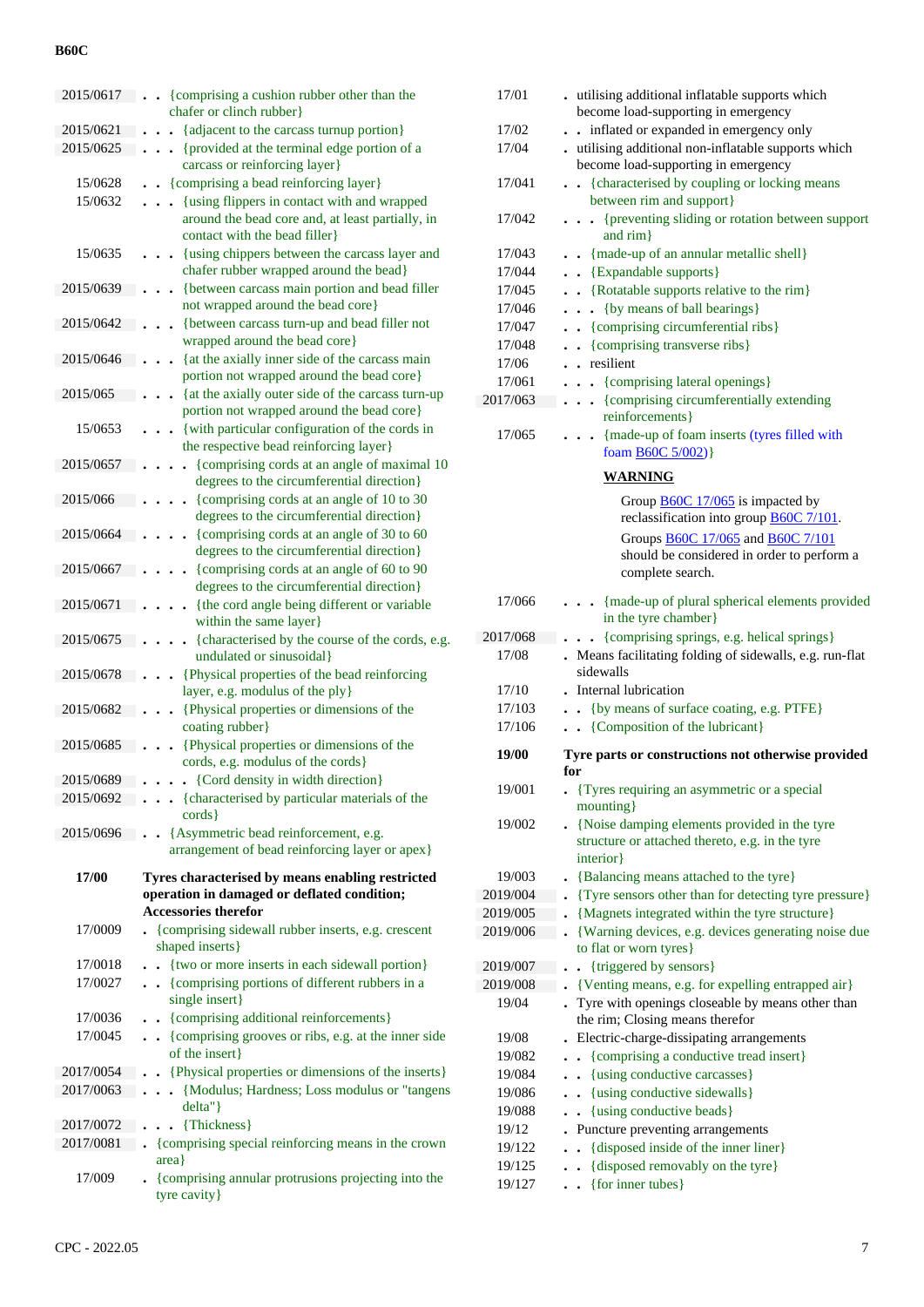| | |
|---|---|
| 2015/0617 | . . {comprising a cushion rubber other than the chafer or clinch rubber} |
| 2015/0621 | . . . {adjacent to the carcass turnup portion} |
| 2015/0625 | . . . {provided at the terminal edge portion of a carcass or reinforcing layer} |
| 15/0628 | . . {comprising a bead reinforcing layer} |
| 15/0632 | . . . {using flippers in contact with and wrapped around the bead core and, at least partially, in contact with the bead filler} |
| 15/0635 | . . . {using chippers between the carcass layer and chafer rubber wrapped around the bead} |
| 2015/0639 | . . . {between carcass main portion and bead filler not wrapped around the bead core} |
| 2015/0642 | . . . {between carcass turn-up and bead filler not wrapped around the bead core} |
| 2015/0646 | . . . {at the axially inner side of the carcass main portion not wrapped around the bead core} |
| 2015/065 | . . . {at the axially outer side of the carcass turn-up portion not wrapped around the bead core} |
| 15/0653 | . . . {with particular configuration of the cords in the respective bead reinforcing layer} |
| 2015/0657 | . . . . {comprising cords at an angle of maximal 10 degrees to the circumferential direction} |
| 2015/066 | . . . . {comprising cords at an angle of 10 to 30 degrees to the circumferential direction} |
| 2015/0664 | . . . . {comprising cords at an angle of 30 to 60 degrees to the circumferential direction} |
| 2015/0667 | . . . . {comprising cords at an angle of 60 to 90 degrees to the circumferential direction} |
| 2015/0671 | . . . . {the cord angle being different or variable within the same layer} |
| 2015/0675 | . . . . {characterised by the course of the cords, e.g. undulated or sinusoidal} |
| 2015/0678 | . . . {Physical properties of the bead reinforcing layer, e.g. modulus of the ply} |
| 2015/0682 | . . . {Physical properties or dimensions of the coating rubber} |
| 2015/0685 | . . . {Physical properties or dimensions of the cords, e.g. modulus of the cords} |
| 2015/0689 | . . . . {Cord density in width direction} |
| 2015/0692 | . . . {characterised by particular materials of the cords} |
| 2015/0696 | . . {Asymmetric bead reinforcement, e.g. arrangement of bead reinforcing layer or apex} |
| **17/00** | **Tyres characterised by means enabling restricted operation in damaged or deflated condition; Accessories therefor** |
| 17/0009 | . {comprising sidewall rubber inserts, e.g. crescent shaped inserts} |
| 17/0018 | . . {two or more inserts in each sidewall portion} |
| 17/0027 | . . {comprising portions of different rubbers in a single insert} |
| 17/0036 | . . {comprising additional reinforcements} |
| 17/0045 | . . {comprising grooves or ribs, e.g. at the inner side of the insert} |
| 2017/0054 | . . {Physical properties or dimensions of the inserts} |
| 2017/0063 | . . . {Modulus; Hardness; Loss modulus or "tangens delta"} |
| 2017/0072 | . . . {Thickness} |
| 2017/0081 | . {comprising special reinforcing means in the crown area} |
| 17/009 | . {comprising annular protrusions projecting into the tyre cavity} |
| 17/01 | . utilising additional inflatable supports which become load-supporting in emergency |
| 17/02 | . . inflated or expanded in emergency only |
| 17/04 | . utilising additional non-inflatable supports which become load-supporting in emergency |
| 17/041 | . . {characterised by coupling or locking means between rim and support} |
| 17/042 | . . . {preventing sliding or rotation between support and rim} |
| 17/043 | . . {made-up of an annular metallic shell} |
| 17/044 | . . {Expandable supports} |
| 17/045 | . . {Rotatable supports relative to the rim} |
| 17/046 | . . . {by means of ball bearings} |
| 17/047 | . . {comprising circumferential ribs} |
| 17/048 | . . {comprising transverse ribs} |
| 17/06 | . . resilient |
| 17/061 | . . . {comprising lateral openings} |
| 2017/063 | . . . {comprising circumferentially extending reinforcements} |
| 17/065 | . . . {made-up of foam inserts (tyres filled with foam B60C 5/002)} |
| | **WARNING**<br>Group B60C 17/065 is impacted by reclassification into group B60C 7/101.<br>Groups B60C 17/065 and B60C 7/101 should be considered in order to perform a complete search. |
| 17/066 | . . . {made-up of plural spherical elements provided in the tyre chamber} |
| 2017/068 | . . . {comprising springs, e.g. helical springs} |
| 17/08 | . Means facilitating folding of sidewalls, e.g. run-flat sidewalls |
| 17/10 | . Internal lubrication |
| 17/103 | . . {by means of surface coating, e.g. PTFE} |
| 17/106 | . . {Composition of the lubricant} |
| **19/00** | **Tyre parts or constructions not otherwise provided for** |
| 19/001 | . {Tyres requiring an asymmetric or a special mounting} |
| 19/002 | . {Noise damping elements provided in the tyre structure or attached thereto, e.g. in the tyre interior} |
| 19/003 | . {Balancing means attached to the tyre} |
| 2019/004 | . {Tyre sensors other than for detecting tyre pressure} |
| 2019/005 | . {Magnets integrated within the tyre structure} |
| 2019/006 | . {Warning devices, e.g. devices generating noise due to flat or worn tyres} |
| 2019/007 | . . {triggered by sensors} |
| 2019/008 | . {Venting means, e.g. for expelling entrapped air} |
| 19/04 | . Tyre with openings closeable by means other than the rim; Closing means therefor |
| 19/08 | . Electric-charge-dissipating arrangements |
| 19/082 | . . {comprising a conductive tread insert} |
| 19/084 | . . {using conductive carcasses} |
| 19/086 | . . {using conductive sidewalls} |
| 19/088 | . . {using conductive beads} |
| 19/12 | . Puncture preventing arrangements |
| 19/122 | . . {disposed inside of the inner liner} |
| 19/125 | . . {disposed removably on the tyre} |
| 19/127 | . . {for inner tubes} |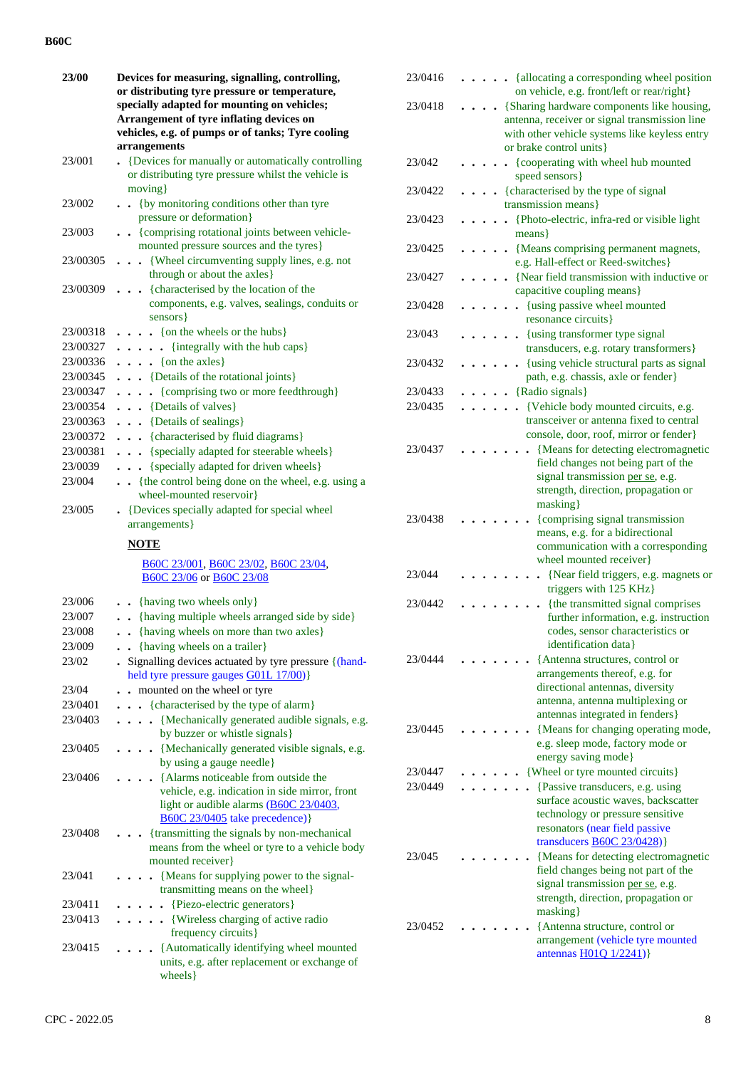| | |
|---|---|
| **23/00** | **Devices for measuring, signalling, controlling, or distributing tyre pressure or temperature, specially adapted for mounting on vehicles; Arrangement of tyre inflating devices on vehicles, e.g. of pumps or of tanks; Tyre cooling arrangements** |
| 23/001 | . {Devices for manually or automatically controlling or distributing tyre pressure whilst the vehicle is moving} |
| 23/002 | . . {by monitoring conditions other than tyre pressure or deformation} |
| 23/003 | . . {comprising rotational joints between vehicle-mounted pressure sources and the tyres} |
| 23/00305 | . . . {Wheel circumventing supply lines, e.g. not through or about the axles} |
| 23/00309 | . . . {characterised by the location of the components, e.g. valves, sealings, conduits or sensors} |
| 23/00318 | . . . . {on the wheels or the hubs} |
| 23/00327 | . . . . . {integrally with the hub caps} |
| 23/00336 | . . . . {on the axles} |
| 23/00345 | . . . {Details of the rotational joints} |
| 23/00347 | . . . . {comprising two or more feedthrough} |
| 23/00354 | . . . {Details of valves} |
| 23/00363 | . . . {Details of sealings} |
| 23/00372 | . . . {characterised by fluid diagrams} |
| 23/00381 | . . . {specially adapted for steerable wheels} |
| 23/0039 | . . . {specially adapted for driven wheels} |
| 23/004 | . . {the control being done on the wheel, e.g. using a wheel-mounted reservoir} |
| 23/005 | . {Devices specially adapted for special wheel arrangements} |
| | **NOTE** |
| | B60C 23/001, B60C 23/02, B60C 23/04, B60C 23/06 or B60C 23/08 |
| 23/006 | . . {having two wheels only} |
| 23/007 | . . {having multiple wheels arranged side by side} |
| 23/008 | . . {having wheels on more than two axles} |
| 23/009 | . . {having wheels on a trailer} |
| 23/02 | . Signalling devices actuated by tyre pressure {(hand-held tyre pressure gauges G01L 17/00)} |
| 23/04 | . . mounted on the wheel or tyre |
| 23/0401 | . . . {characterised by the type of alarm} |
| 23/0403 | . . . . {Mechanically generated audible signals, e.g. by buzzer or whistle signals} |
| 23/0405 | . . . . {Mechanically generated visible signals, e.g. by using a gauge needle} |
| 23/0406 | . . . . {Alarms noticeable from outside the vehicle, e.g. indication in side mirror, front light or audible alarms (B60C 23/0403, B60C 23/0405 take precedence)} |
| 23/0408 | . . . {transmitting the signals by non-mechanical means from the wheel or tyre to a vehicle body mounted receiver} |
| 23/041 | . . . . {Means for supplying power to the signal-transmitting means on the wheel} |
| 23/0411 | . . . . . {Piezo-electric generators} |
| 23/0413 | . . . . . {Wireless charging of active radio frequency circuits} |
| 23/0415 | . . . . {Automatically identifying wheel mounted units, e.g. after replacement or exchange of wheels} |
| 23/0416 | . . . . . {allocating a corresponding wheel position on vehicle, e.g. front/left or rear/right} |
| 23/0418 | . . . . {Sharing hardware components like housing, antenna, receiver or signal transmission line with other vehicle systems like keyless entry or brake control units} |
| 23/042 | . . . . . {cooperating with wheel hub mounted speed sensors} |
| 23/0422 | . . . . {characterised by the type of signal transmission means} |
| 23/0423 | . . . . . {Photo-electric, infra-red or visible light means} |
| 23/0425 | . . . . . {Means comprising permanent magnets, e.g. Hall-effect or Reed-switches} |
| 23/0427 | . . . . . {Near field transmission with inductive or capacitive coupling means} |
| 23/0428 | . . . . . . {using passive wheel mounted resonance circuits} |
| 23/043 | . . . . . . {using transformer type signal transducers, e.g. rotary transformers} |
| 23/0432 | . . . . . . {using vehicle structural parts as signal path, e.g. chassis, axle or fender} |
| 23/0433 | . . . . . {Radio signals} |
| 23/0435 | . . . . . . {Vehicle body mounted circuits, e.g. transceiver or antenna fixed to central console, door, roof, mirror or fender} |
| 23/0437 | . . . . . . . {Means for detecting electromagnetic field changes not being part of the signal transmission per se, e.g. strength, direction, propagation or masking} |
| 23/0438 | . . . . . . . {comprising signal transmission means, e.g. for a bidirectional communication with a corresponding wheel mounted receiver} |
| 23/044 | . . . . . . . . {Near field triggers, e.g. magnets or triggers with 125 KHz} |
| 23/0442 | . . . . . . . . {the transmitted signal comprises further information, e.g. instruction codes, sensor characteristics or identification data} |
| 23/0444 | . . . . . . . {Antenna structures, control or arrangements thereof, e.g. for directional antennas, diversity antenna, antenna multiplexing or antennas integrated in fenders} |
| 23/0445 | . . . . . . . {Means for changing operating mode, e.g. sleep mode, factory mode or energy saving mode} |
| 23/0447 | . . . . . . {Wheel or tyre mounted circuits} |
| 23/0449 | . . . . . . . {Passive transducers, e.g. using surface acoustic waves, backscatter technology or pressure sensitive resonators (near field passive transducers B60C 23/0428)} |
| 23/045 | . . . . . . . {Means for detecting electromagnetic field changes being not part of the signal transmission per se, e.g. strength, direction, propagation or masking} |
| 23/0452 | . . . . . . . {Antenna structure, control or arrangement (vehicle tyre mounted antennas H01Q 1/2241)} |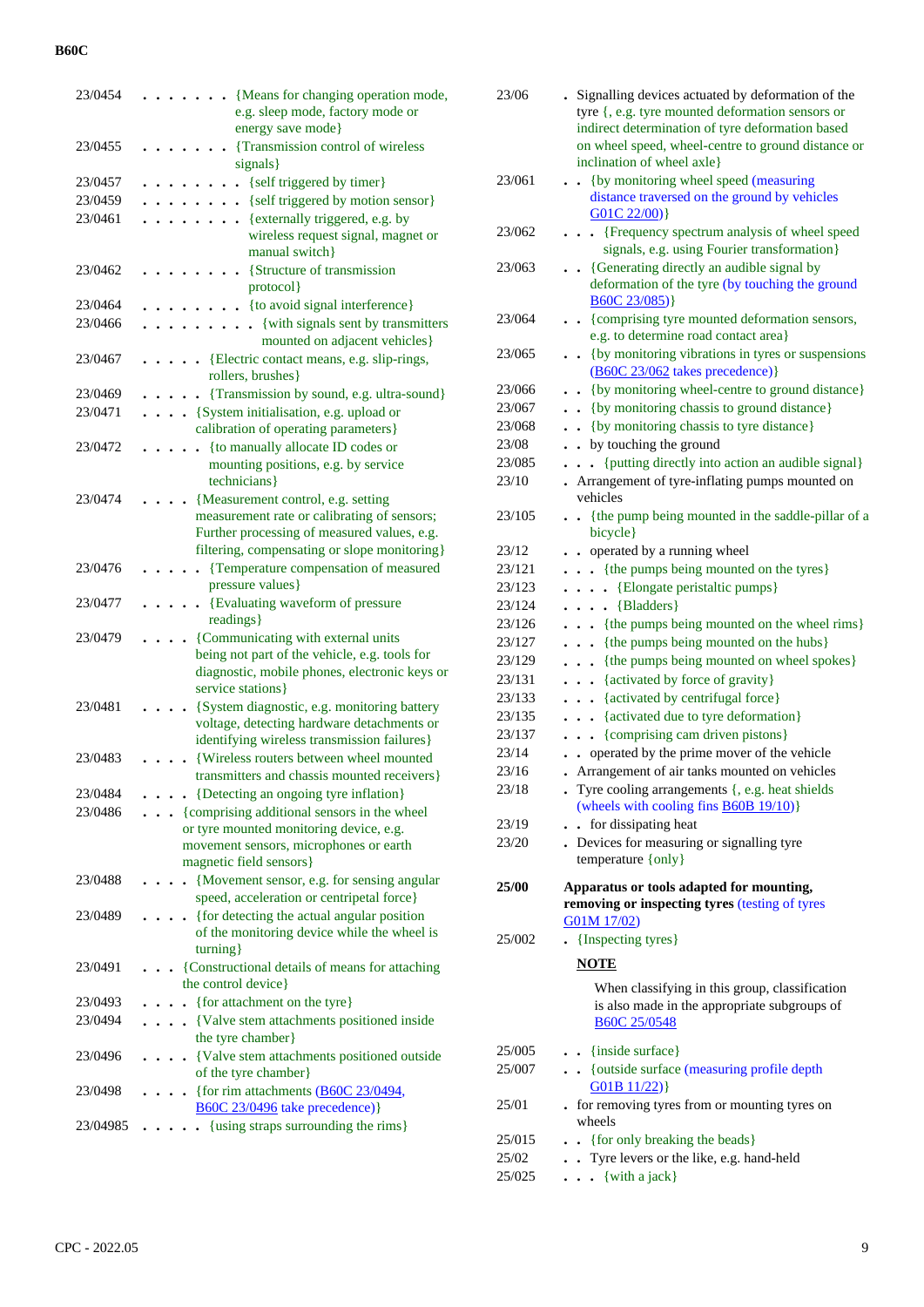23/0454 . . . . . . . {Means for changing operation mode, e.g. sleep mode, factory mode or energy save mode}

23/0455 . . . . . . . {Transmission control of wireless signals}

23/0457 . . . . . . . . {self triggered by timer}

23/0459 . . . . . . . . {self triggered by motion sensor}

23/0461 . . . . . . . . {externally triggered, e.g. by wireless request signal, magnet or manual switch}

23/0462 . . . . . . . . {Structure of transmission protocol}

23/0464 . . . . . . . . {to avoid signal interference}

23/0466 . . . . . . . . . {with signals sent by transmitters mounted on adjacent vehicles}

23/0467 . . . . . {Electric contact means, e.g. slip-rings, rollers, brushes}

23/0469 . . . . . {Transmission by sound, e.g. ultra-sound}

23/0471 . . . . {System initialisation, e.g. upload or calibration of operating parameters}

23/0472 . . . . . {to manually allocate ID codes or mounting positions, e.g. by service technicians}

23/0474 . . . . {Measurement control, e.g. setting measurement rate or calibrating of sensors; Further processing of measured values, e.g. filtering, compensating or slope monitoring}

23/0476 . . . . . {Temperature compensation of measured pressure values}

23/0477 . . . . . {Evaluating waveform of pressure readings}

23/0479 . . . . {Communicating with external units being not part of the vehicle, e.g. tools for diagnostic, mobile phones, electronic keys or service stations}

23/0481 . . . . {System diagnostic, e.g. monitoring battery voltage, detecting hardware detachments or identifying wireless transmission failures}

23/0483 . . . . {Wireless routers between wheel mounted transmitters and chassis mounted receivers}

23/0484 . . . . {Detecting an ongoing tyre inflation}

23/0486 . . . {comprising additional sensors in the wheel or tyre mounted monitoring device, e.g. movement sensors, microphones or earth magnetic field sensors}

23/0488 . . . . {Movement sensor, e.g. for sensing angular speed, acceleration or centripetal force}

23/0489 . . . . {for detecting the actual angular position of the monitoring device while the wheel is turning}

23/0491 . . . {Constructional details of means for attaching the control device}

23/0493 . . . . {for attachment on the tyre}

23/0494 . . . . {Valve stem attachments positioned inside the tyre chamber}

23/0496 . . . . {Valve stem attachments positioned outside of the tyre chamber}

23/0498 . . . . {for rim attachments (B60C 23/0494, B60C 23/0496 take precedence)}

23/04985 . . . . . {using straps surrounding the rims}

23/06 . Signalling devices actuated by deformation of the tyre {, e.g. tyre mounted deformation sensors or indirect determination of tyre deformation based on wheel speed, wheel-centre to ground distance or inclination of wheel axle}

23/061 . . {by monitoring wheel speed (measuring distance traversed on the ground by vehicles G01C 22/00)}

23/062 . . . {Frequency spectrum analysis of wheel speed signals, e.g. using Fourier transformation}

23/063 . . {Generating directly an audible signal by deformation of the tyre (by touching the ground B60C 23/085)}

23/064 . . {comprising tyre mounted deformation sensors, e.g. to determine road contact area}

23/065 . . {by monitoring vibrations in tyres or suspensions (B60C 23/062 takes precedence)}

23/066 . . {by monitoring wheel-centre to ground distance}

23/067 . . {by monitoring chassis to ground distance}

23/068 . . {by monitoring chassis to tyre distance}

23/08 . . by touching the ground

23/085 . . . {putting directly into action an audible signal}

23/10 . Arrangement of tyre-inflating pumps mounted on vehicles

23/105 . . {the pump being mounted in the saddle-pillar of a bicycle}

23/12 . . operated by a running wheel

23/121 . . . {the pumps being mounted on the tyres}

23/123 . . . . {Elongate peristaltic pumps}

23/124 . . . . {Bladders}

23/126 . . . {the pumps being mounted on the wheel rims}

23/127 . . . {the pumps being mounted on the hubs}

23/129 . . . {the pumps being mounted on wheel spokes}

23/131 . . . {activated by force of gravity}

23/133 . . . {activated by centrifugal force}

23/135 . . . {activated due to tyre deformation}

23/137 . . . {comprising cam driven pistons}

23/14 . . operated by the prime mover of the vehicle

23/16 . Arrangement of air tanks mounted on vehicles

23/18 . Tyre cooling arrangements {, e.g. heat shields (wheels with cooling fins B60B 19/10)}

23/19 . . for dissipating heat

23/20 . Devices for measuring or signalling tyre temperature {only}

**25/00 Apparatus or tools adapted for mounting, removing or inspecting tyres** (testing of tyres G01M 17/02)

25/002 . {Inspecting tyres}

**NOTE**

When classifying in this group, classification is also made in the appropriate subgroups of B60C 25/0548

25/005 . . {inside surface}

25/007 . . {outside surface (measuring profile depth G01B 11/22)}

25/01 . for removing tyres from or mounting tyres on wheels

25/015 . . {for only breaking the beads}

25/02 . . Tyre levers or the like, e.g. hand-held

25/025 . . . {with a jack}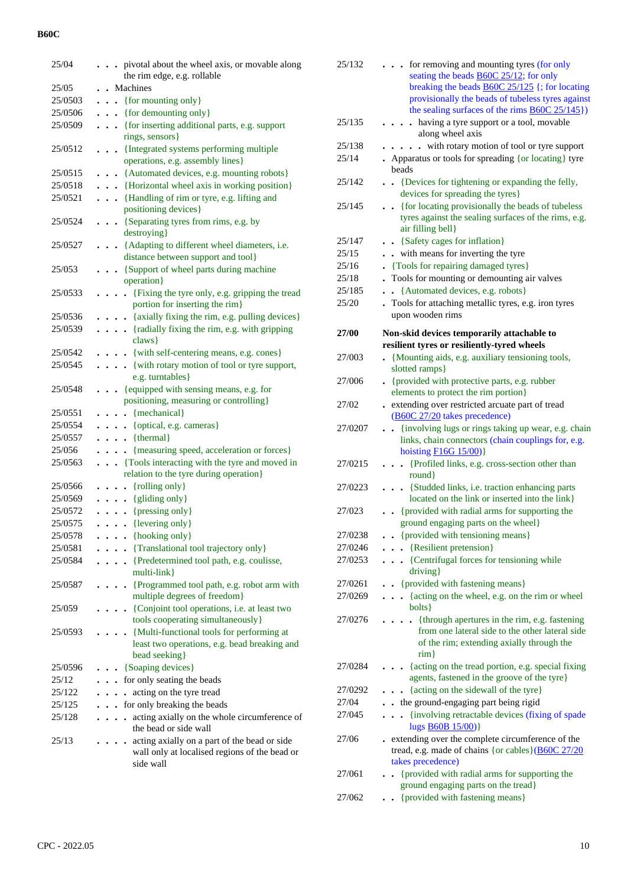| | |
|---|---|
| 25/04 | . . . pivotal about the wheel axis, or movable along the rim edge, e.g. rollable |
| 25/05 | . . Machines |
| 25/0503 | . . . {for mounting only} |
| 25/0506 | . . . {for demounting only} |
| 25/0509 | . . . {for inserting additional parts, e.g. support rings, sensors} |
| 25/0512 | . . . {Integrated systems performing multiple operations, e.g. assembly lines} |
| 25/0515 | . . . {Automated devices, e.g. mounting robots} |
| 25/0518 | . . . {Horizontal wheel axis in working position} |
| 25/0521 | . . . {Handling of rim or tyre, e.g. lifting and positioning devices} |
| 25/0524 | . . . {Separating tyres from rims, e.g. by destroying} |
| 25/0527 | . . . {Adapting to different wheel diameters, i.e. distance between support and tool} |
| 25/053 | . . . {Support of wheel parts during machine operation} |
| 25/0533 | . . . . {Fixing the tyre only, e.g. gripping the tread portion for inserting the rim} |
| 25/0536 | . . . . {axially fixing the rim, e.g. pulling devices} |
| 25/0539 | . . . . {radially fixing the rim, e.g. with gripping claws} |
| 25/0542 | . . . . {with self-centering means, e.g. cones} |
| 25/0545 | . . . . {with rotary motion of tool or tyre support, e.g. turntables} |
| 25/0548 | . . . {equipped with sensing means, e.g. for positioning, measuring or controlling} |
| 25/0551 | . . . . {mechanical} |
| 25/0554 | . . . . {optical, e.g. cameras} |
| 25/0557 | . . . . {thermal} |
| 25/056 | . . . . {measuring speed, acceleration or forces} |
| 25/0563 | . . . {Tools interacting with the tyre and moved in relation to the tyre during operation} |
| 25/0566 | . . . . {rolling only} |
| 25/0569 | . . . . {gliding only} |
| 25/0572 | . . . . {pressing only} |
| 25/0575 | . . . . {levering only} |
| 25/0578 | . . . . {hooking only} |
| 25/0581 | . . . . {Translational tool trajectory only} |
| 25/0584 | . . . . {Predetermined tool path, e.g. coulisse, multi-link} |
| 25/0587 | . . . . {Programmed tool path, e.g. robot arm with multiple degrees of freedom} |
| 25/059 | . . . . {Conjoint tool operations, i.e. at least two tools cooperating simultaneously} |
| 25/0593 | . . . . {Multi-functional tools for performing at least two operations, e.g. bead breaking and bead seeking} |
| 25/0596 | . . . {Soaping devices} |
| 25/12 | . . . for only seating the beads |
| 25/122 | . . . . acting on the tyre tread |
| 25/125 | . . . for only breaking the beads |
| 25/128 | . . . . acting axially on the whole circumference of the bead or side wall |
| 25/13 | . . . . acting axially on a part of the bead or side wall only at localised regions of the bead or side wall |
| 25/132 | . . . for removing and mounting tyres (for only seating the beads B60C 25/12; for only breaking the beads B60C 25/125 {; for locating provisionally the beads of tubeless tyres against the sealing surfaces of the rims B60C 25/145}) |
| 25/135 | . . . . having a tyre support or a tool, movable along wheel axis |
| 25/138 | . . . . . with rotary motion of tool or tyre support |
| 25/14 | . Apparatus or tools for spreading {or locating} tyre beads |
| 25/142 | . . {Devices for tightening or expanding the felly, devices for spreading the tyres} |
| 25/145 | . . {for locating provisionally the beads of tubeless tyres against the sealing surfaces of the rims, e.g. air filling bell} |
| 25/147 | . . {Safety cages for inflation} |
| 25/15 | . . with means for inverting the tyre |
| 25/16 | . {Tools for repairing damaged tyres} |
| 25/18 | . Tools for mounting or demounting air valves |
| 25/185 | . . {Automated devices, e.g. robots} |
| 25/20 | . Tools for attaching metallic tyres, e.g. iron tyres upon wooden rims |
| **27/00** | **Non-skid devices temporarily attachable to resilient tyres or resiliently-tyred wheels** |
| 27/003 | . {Mounting aids, e.g. auxiliary tensioning tools, slotted ramps} |
| 27/006 | . {provided with protective parts, e.g. rubber elements to protect the rim portion} |
| 27/02 | . extending over restricted arcuate part of tread (B60C 27/20 takes precedence) |
| 27/0207 | . . {involving lugs or rings taking up wear, e.g. chain links, chain connectors (chain couplings for, e.g. hoisting F16G 15/00)} |
| 27/0215 | . . . {Profiled links, e.g. cross-section other than round} |
| 27/0223 | . . . {Studded links, i.e. traction enhancing parts located on the link or inserted into the link} |
| 27/023 | . . {provided with radial arms for supporting the ground engaging parts on the wheel} |
| 27/0238 | . . {provided with tensioning means} |
| 27/0246 | . . . {Resilient pretension} |
| 27/0253 | . . . {Centrifugal forces for tensioning while driving} |
| 27/0261 | . . {provided with fastening means} |
| 27/0269 | . . . {acting on the wheel, e.g. on the rim or wheel bolts} |
| 27/0276 | . . . . {through apertures in the rim, e.g. fastening from one lateral side to the other lateral side of the rim; extending axially through the rim} |
| 27/0284 | . . . {acting on the tread portion, e.g. special fixing agents, fastened in the groove of the tyre} |
| 27/0292 | . . . {acting on the sidewall of the tyre} |
| 27/04 | . . the ground-engaging part being rigid |
| 27/045 | . . . {involving retractable devices (fixing of spade lugs B60B 15/00)} |
| 27/06 | . extending over the complete circumference of the tread, e.g. made of chains {or cables}(B60C 27/20 takes precedence) |
| 27/061 | . . {provided with radial arms for supporting the ground engaging parts on the tread} |
| 27/062 | . . {provided with fastening means} |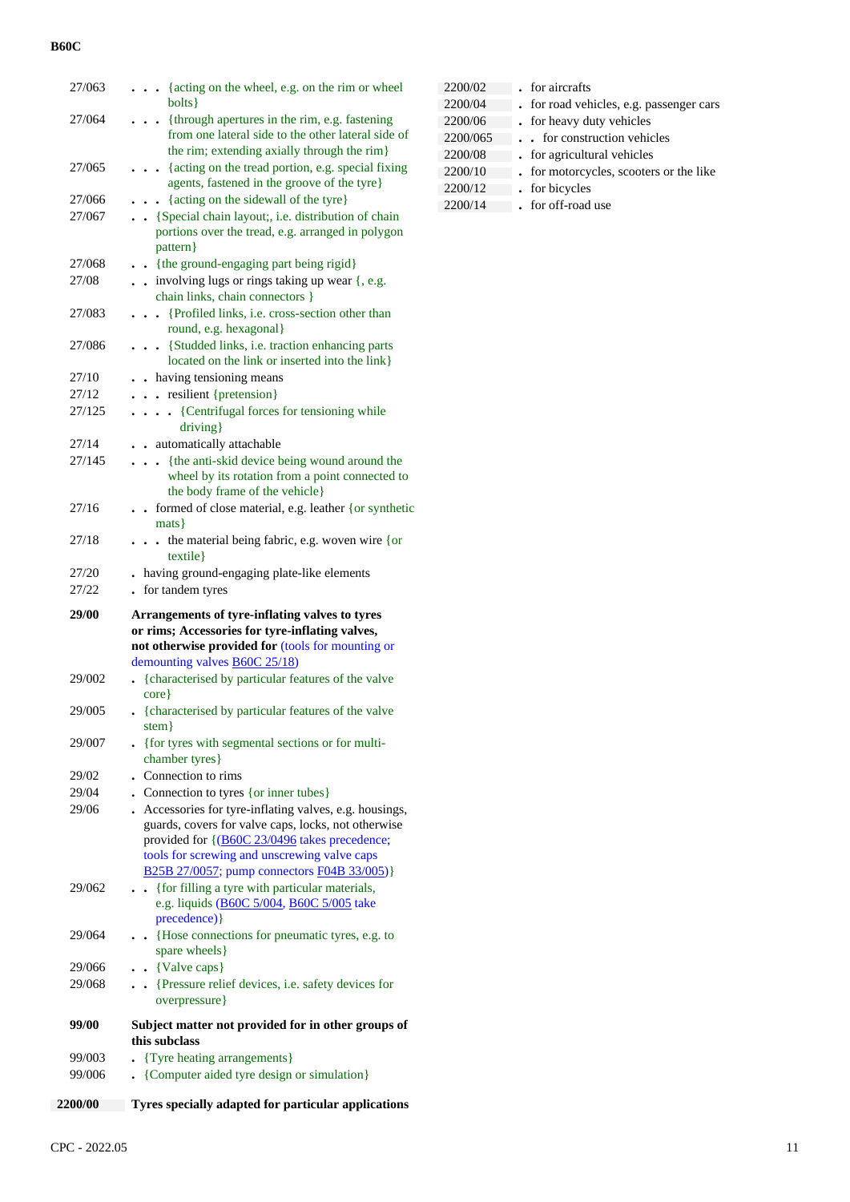| | |
|---|---|
| 27/063 | . . . {acting on the wheel, e.g. on the rim or wheel bolts} |
| 27/064 | . . . {through apertures in the rim, e.g. fastening from one lateral side to the other lateral side of the rim; extending axially through the rim} |
| 27/065 | . . . {acting on the tread portion, e.g. special fixing agents, fastened in the groove of the tyre} |
| 27/066 | . . . {acting on the sidewall of the tyre} |
| 27/067 | . . {Special chain layout;, i.e. distribution of chain portions over the tread, e.g. arranged in polygon pattern} |
| 27/068 | . . {the ground-engaging part being rigid} |
| 27/08 | . . involving lugs or rings taking up wear {, e.g. chain links, chain connectors } |
| 27/083 | . . . {Profiled links, i.e. cross-section other than round, e.g. hexagonal} |
| 27/086 | . . . {Studded links, i.e. traction enhancing parts located on the link or inserted into the link} |
| 27/10 | . . having tensioning means |
| 27/12 | . . . resilient {pretension} |
| 27/125 | . . . . {Centrifugal forces for tensioning while driving} |
| 27/14 | . . automatically attachable |
| 27/145 | . . . {the anti-skid device being wound around the wheel by its rotation from a point connected to the body frame of the vehicle} |
| 27/16 | . . formed of close material, e.g. leather {or synthetic mats} |
| 27/18 | . . . the material being fabric, e.g. woven wire {or textile} |
| 27/20 | . having ground-engaging plate-like elements |
| 27/22 | . for tandem tyres |
| **29/00** | **Arrangements of tyre-inflating valves to tyres or rims; Accessories for tyre-inflating valves, not otherwise provided for** (tools for mounting or demounting valves B60C 25/18) |
| 29/002 | . {characterised by particular features of the valve core} |
| 29/005 | . {characterised by particular features of the valve stem} |
| 29/007 | . {for tyres with segmental sections or for multi-chamber tyres} |
| 29/02 | . Connection to rims |
| 29/04 | . Connection to tyres {or inner tubes} |
| 29/06 | . Accessories for tyre-inflating valves, e.g. housings, guards, covers for valve caps, locks, not otherwise provided for {(B60C 23/0496 takes precedence; tools for screwing and unscrewing valve caps B25B 27/0057; pump connectors F04B 33/005)} |
| 29/062 | . . {for filling a tyre with particular materials, e.g. liquids (B60C 5/004, B60C 5/005 take precedence)} |
| 29/064 | . . {Hose connections for pneumatic tyres, e.g. to spare wheels} |
| 29/066 | . . {Valve caps} |
| 29/068 | . . {Pressure relief devices, i.e. safety devices for overpressure} |
| **99/00** | **Subject matter not provided for in other groups of this subclass** |
| 99/003 | . {Tyre heating arrangements} |
| 99/006 | . {Computer aided tyre design or simulation} |
| **2200/00** | **Tyres specially adapted for particular applications** |
| 2200/02 | . for aircrafts |
| 2200/04 | . for road vehicles, e.g. passenger cars |
| 2200/06 | . for heavy duty vehicles |
| 2200/065 | . . for construction vehicles |
| 2200/08 | . for agricultural vehicles |
| 2200/10 | . for motorcycles, scooters or the like |
| 2200/12 | . for bicycles |
| 2200/14 | . for off-road use |